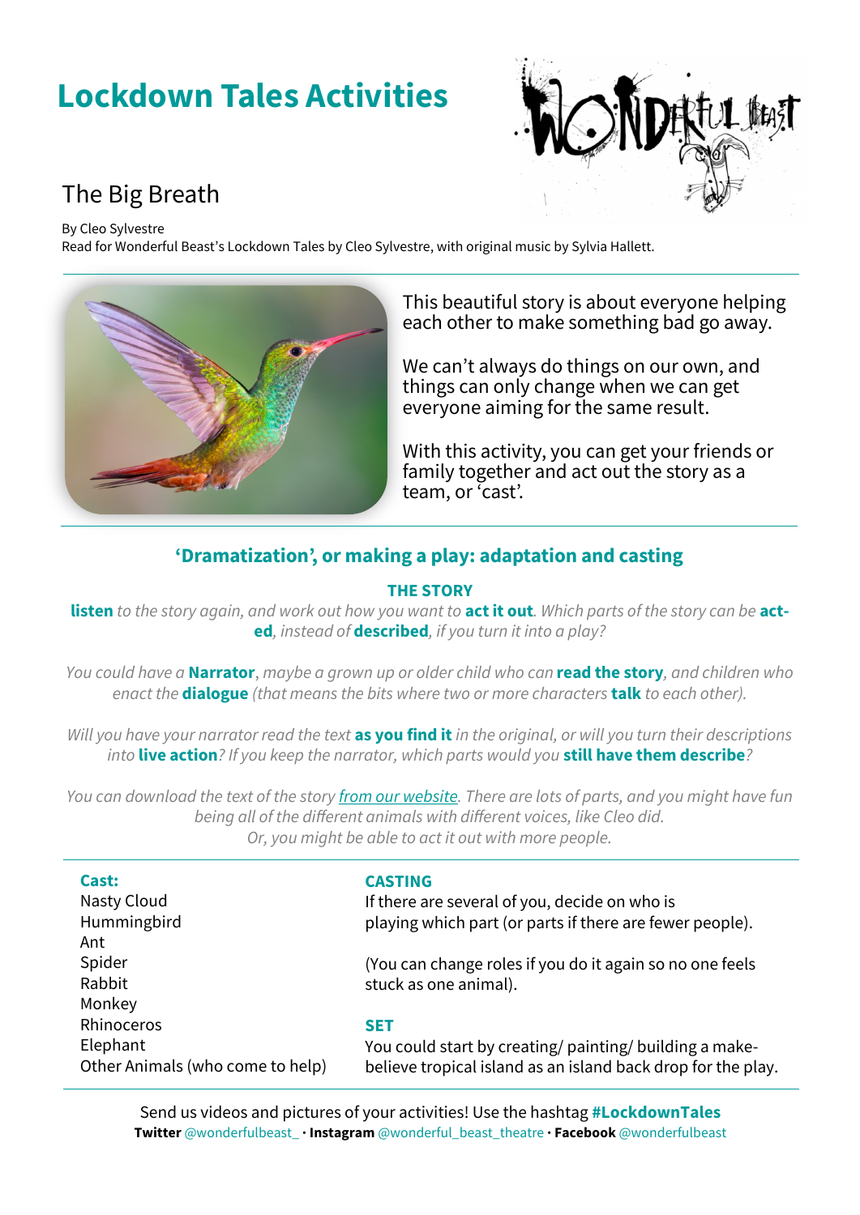# Lockdown Tales Activities

## The Big Breath

By Cleo Sylvestre
Read for Wonderful Beast's Lockdown Tales by Cleo Sylvestre, with original music by Sylvia Hallett.

This beautiful story is about everyone helping each other to make something bad go away.

We can't always do things on our own, and things can only change when we can get everyone aiming for the same result.

With this activity, you can get your friends or family together and act out the story as a team, or 'cast'.

### 'Dramatization', or making a play: adaptation and casting

**THE STORY**

***listen*** *to the story again, and work out how you want to* ***act it out****. Which parts of the story can be* ***acted****, instead of* ***described****, if you turn it into a play?*

*You could have a* ***Narrator****, maybe a grown up or older child who can* ***read the story****, and children who enact the* ***dialogue*** *(that means the bits where two or more characters* ***talk*** *to each other).*

*Will you have your narrator read the text* ***as you find it*** *in the original, or will you turn their descriptions into* ***live action****? If you keep the narrator, which parts would you* ***still have them describe****?*

*You can download the text of the story from our website. There are lots of parts, and you might have fun being all of the different animals with different voices, like Cleo did. Or, you might be able to act it out with more people.*

**Cast:**
- Nasty Cloud
- Hummingbird
- Ant
- Spider
- Rabbit
- Monkey
- Rhinoceros
- Elephant
- Other Animals (who come to help)

**CASTING**

If there are several of you, decide on who is playing which part (or parts if there are fewer people).

(You can change roles if you do it again so no one feels stuck as one animal).

**SET**

You could start by creating/ painting/ building a make-believe tropical island as an island back drop for the play.

Send us videos and pictures of your activities! Use the hashtag **#LockdownTales**
**Twitter** @wonderfulbeast_ • **Instagram** @wonderful_beast_theatre • **Facebook** @wonderfulbeast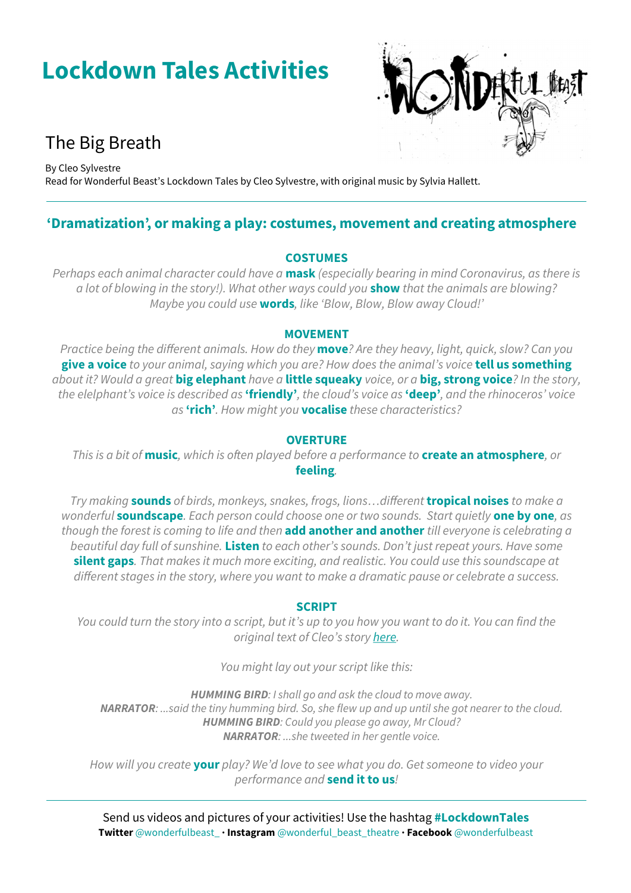# Lockdown Tales Activities

## The Big Breath

By Cleo Sylvestre

Read for Wonderful Beast's Lockdown Tales by Cleo Sylvestre, with original music by Sylvia Hallett.

---

## 'Dramatization', or making a play: costumes, movement and creating atmosphere

### COSTUMES

*Perhaps each animal character could have a* **mask** *(especially bearing in mind Coronavirus, as there is a lot of blowing in the story!). What other ways could you* **show** *that the animals are blowing? Maybe you could use* **words***, like 'Blow, Blow, Blow away Cloud!'*

### MOVEMENT

*Practice being the different animals. How do they* **move***? Are they heavy, light, quick, slow? Can you* **give a voice** *to your animal, saying which you are? How does the animal's voice* **tell us something** *about it? Would a great* **big elephant** *have a* **little squeaky** *voice, or a* **big, strong voice***? In the story, the elelphant's voice is described as* **'friendly'***, the cloud's voice as* **'deep'***, and the rhinoceros' voice as* **'rich'***. How might you* **vocalise** *these characteristics?*

### OVERTURE

*This is a bit of* **music***, which is often played before a performance to* **create an atmosphere***, or* **feeling***.*

*Try making* **sounds** *of birds, monkeys, snakes, frogs, lions…different* **tropical noises** *to make a wonderful* **soundscape***. Each person could choose one or two sounds. Start quietly* **one by one***, as though the forest is coming to life and then* **add another and another** *till everyone is celebrating a beautiful day full of sunshine.* **Listen** *to each other's sounds. Don't just repeat yours. Have some* **silent gaps***. That makes it much more exciting, and realistic. You could use this soundscape at different stages in the story, where you want to make a dramatic pause or celebrate a success.*

### SCRIPT

*You could turn the story into a script, but it's up to you how you want to do it. You can find the original text of Cleo's story [here](#).*

*You might lay out your script like this:*

***HUMMING BIRD****: I shall go and ask the cloud to move away.*
***NARRATOR****: …said the tiny humming bird. So, she flew up and up until she got nearer to the cloud.*
***HUMMING BIRD****: Could you please go away, Mr Cloud?*
***NARRATOR****: …she tweeted in her gentle voice.*

*How will you create* **your** *play? We'd love to see what you do. Get someone to video your performance and* **send it to us***!*

---

Send us videos and pictures of your activities! Use the hashtag **#LockdownTales**

**Twitter** @wonderfulbeast_ • **Instagram** @wonderful_beast_theatre • **Facebook** @wonderfulbeast